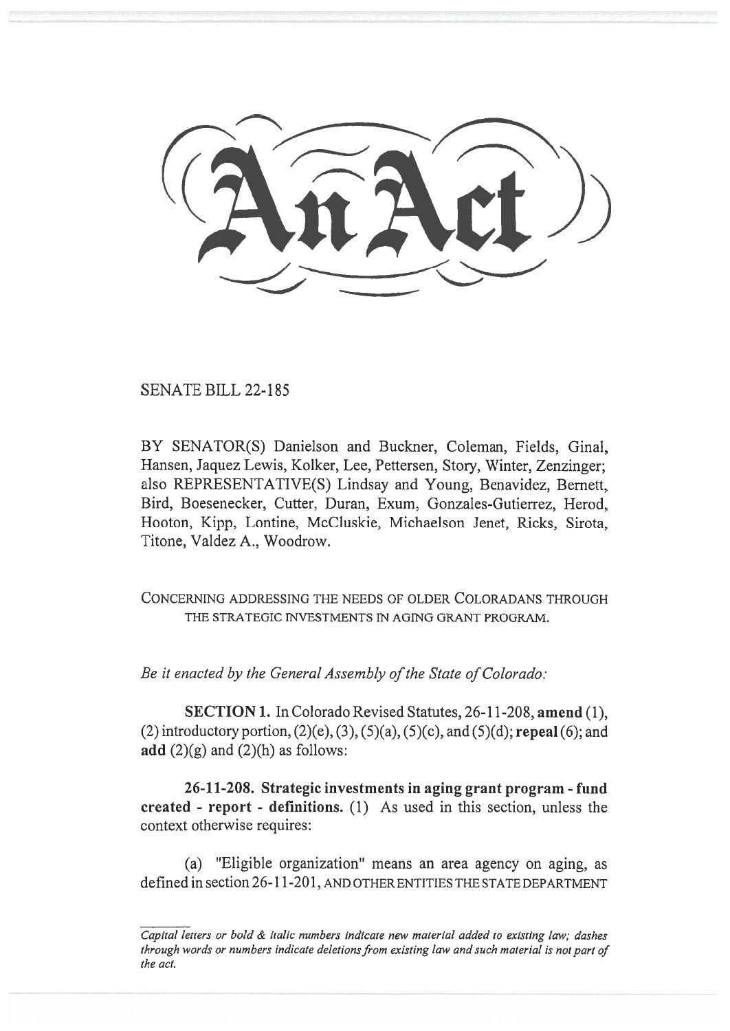# An Act

SENATE BILL 22-185

BY SENATOR(S) Danielson and Buckner, Coleman, Fields, Ginal, Hansen, Jaquez Lewis, Kolker, Lee, Pettersen, Story, Winter, Zenzinger; also REPRESENTATIVE(S) Lindsay and Young, Benavidez, Bernett, Bird, Boesenecker, Cutter, Duran, Exum, Gonzales-Gutierrez, Herod, Hooton, Kipp, Lontine, McCluskie, Michaelson Jenet, Ricks, Sirota, Titone, Valdez A., Woodrow.

CONCERNING ADDRESSING THE NEEDS OF OLDER COLORADANS THROUGH THE STRATEGIC INVESTMENTS IN AGING GRANT PROGRAM.

*Be it enacted by the General Assembly of the State of Colorado:*

**SECTION 1.** In Colorado Revised Statutes, 26-11-208, **amend** (1), (2) introductory portion, (2)(e), (3), (5)(a), (5)(c), and (5)(d); **repeal** (6); and **add** (2)(g) and (2)(h) as follows:

**26-11-208. Strategic investments in aging grant program - fund created - report - definitions.** (1) As used in this section, unless the context otherwise requires:

(a) "Eligible organization" means an area agency on aging, as defined in section 26-11-201, AND OTHER ENTITIES THE STATE DEPARTMENT

*Capital letters or bold & italic numbers indicate new material added to existing law; dashes through words or numbers indicate deletions from existing law and such material is not part of the act.*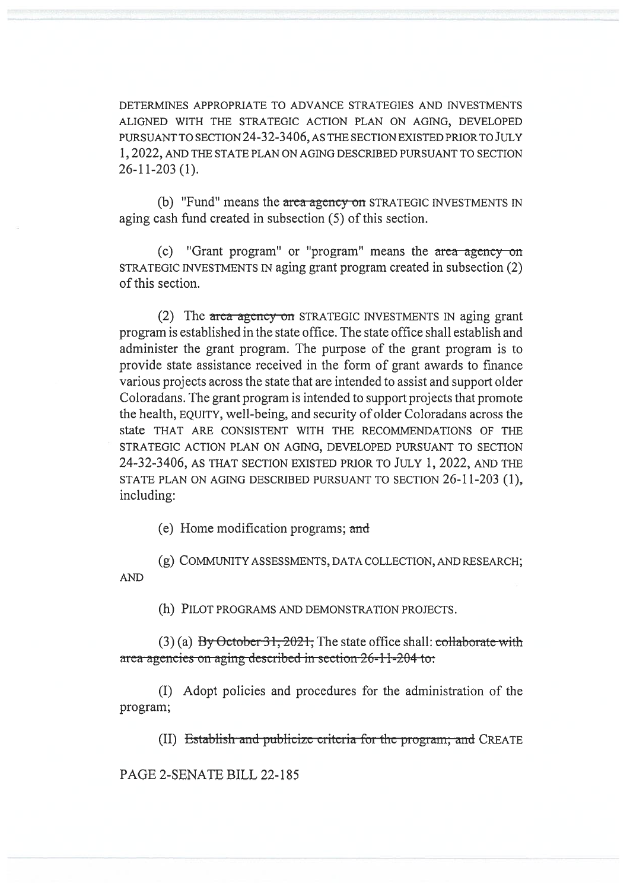DETERMINES APPROPRIATE TO ADVANCE STRATEGIES AND INVESTMENTS ALIGNED WITH THE STRATEGIC ACTION PLAN ON AGING, DEVELOPED PURSUANT TO SECTION 24-32-3406, AS THE SECTION EXISTED PRIOR TO JULY 1, 2022, AND THE STATE PLAN ON AGING DESCRIBED PURSUANT TO SECTION 26-11-203 (1).

(b) "Fund" means the ~~area agency on~~ STRATEGIC INVESTMENTS IN aging cash fund created in subsection (5) of this section.

(c) "Grant program" or "program" means the ~~area agency on~~ STRATEGIC INVESTMENTS IN aging grant program created in subsection (2) of this section.

(2) The ~~area agency on~~ STRATEGIC INVESTMENTS IN aging grant program is established in the state office. The state office shall establish and administer the grant program. The purpose of the grant program is to provide state assistance received in the form of grant awards to finance various projects across the state that are intended to assist and support older Coloradans. The grant program is intended to support projects that promote the health, EQUITY, well-being, and security of older Coloradans across the state THAT ARE CONSISTENT WITH THE RECOMMENDATIONS OF THE STRATEGIC ACTION PLAN ON AGING, DEVELOPED PURSUANT TO SECTION 24-32-3406, AS THAT SECTION EXISTED PRIOR TO JULY 1, 2022, AND THE STATE PLAN ON AGING DESCRIBED PURSUANT TO SECTION 26-11-203 (1), including:

(e) Home modification programs; ~~and~~

(g) COMMUNITY ASSESSMENTS, DATA COLLECTION, AND RESEARCH; AND

(h) PILOT PROGRAMS AND DEMONSTRATION PROJECTS.

(3) (a) ~~By October 31, 2021,~~ The state office shall: ~~collaborate with area agencies on aging described in section 26-11-204 to:~~

(I) Adopt policies and procedures for the administration of the program;

(II) ~~Establish and publicize criteria for the program; and~~ CREATE

PAGE 2-SENATE BILL 22-185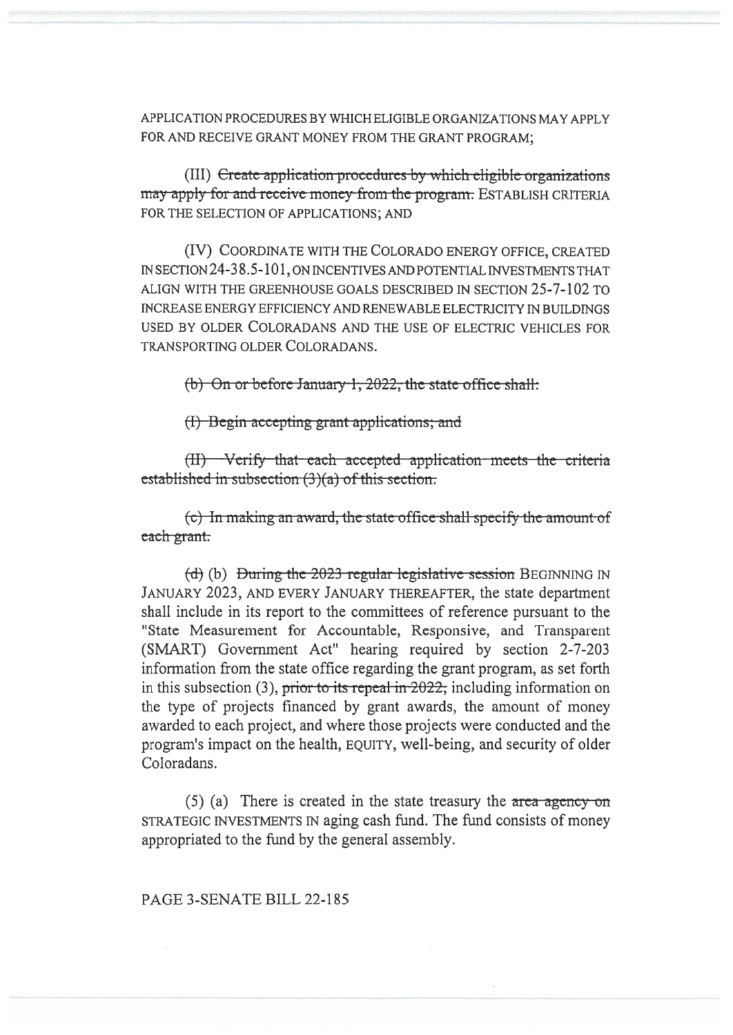APPLICATION PROCEDURES BY WHICH ELIGIBLE ORGANIZATIONS MAY APPLY FOR AND RECEIVE GRANT MONEY FROM THE GRANT PROGRAM;

(III) ~~Create application procedures by which eligible organizations may apply for and receive money from the program.~~ ESTABLISH CRITERIA FOR THE SELECTION OF APPLICATIONS; AND

(IV) COORDINATE WITH THE COLORADO ENERGY OFFICE, CREATED IN SECTION 24-38.5-101, ON INCENTIVES AND POTENTIAL INVESTMENTS THAT ALIGN WITH THE GREENHOUSE GOALS DESCRIBED IN SECTION 25-7-102 TO INCREASE ENERGY EFFICIENCY AND RENEWABLE ELECTRICITY IN BUILDINGS USED BY OLDER COLORADANS AND THE USE OF ELECTRIC VEHICLES FOR TRANSPORTING OLDER COLORADANS.

~~(b) On or before January 1, 2022, the state office shall:~~

~~(I) Begin accepting grant applications; and~~

~~(II) Verify that each accepted application meets the criteria established in subsection (3)(a) of this section.~~

~~(c) In making an award, the state office shall specify the amount of each grant.~~

~~(d)~~ (b) ~~During the 2023 regular legislative session~~ BEGINNING IN JANUARY 2023, AND EVERY JANUARY THEREAFTER, the state department shall include in its report to the committees of reference pursuant to the "State Measurement for Accountable, Responsive, and Transparent (SMART) Government Act" hearing required by section 2-7-203 information from the state office regarding the grant program, as set forth in this subsection (3), ~~prior to its repeal in 2022,~~ including information on the type of projects financed by grant awards, the amount of money awarded to each project, and where those projects were conducted and the program's impact on the health, EQUITY, well-being, and security of older Coloradans.

(5) (a) There is created in the state treasury the ~~area agency on~~ STRATEGIC INVESTMENTS IN aging cash fund. The fund consists of money appropriated to the fund by the general assembly.

PAGE 3-SENATE BILL 22-185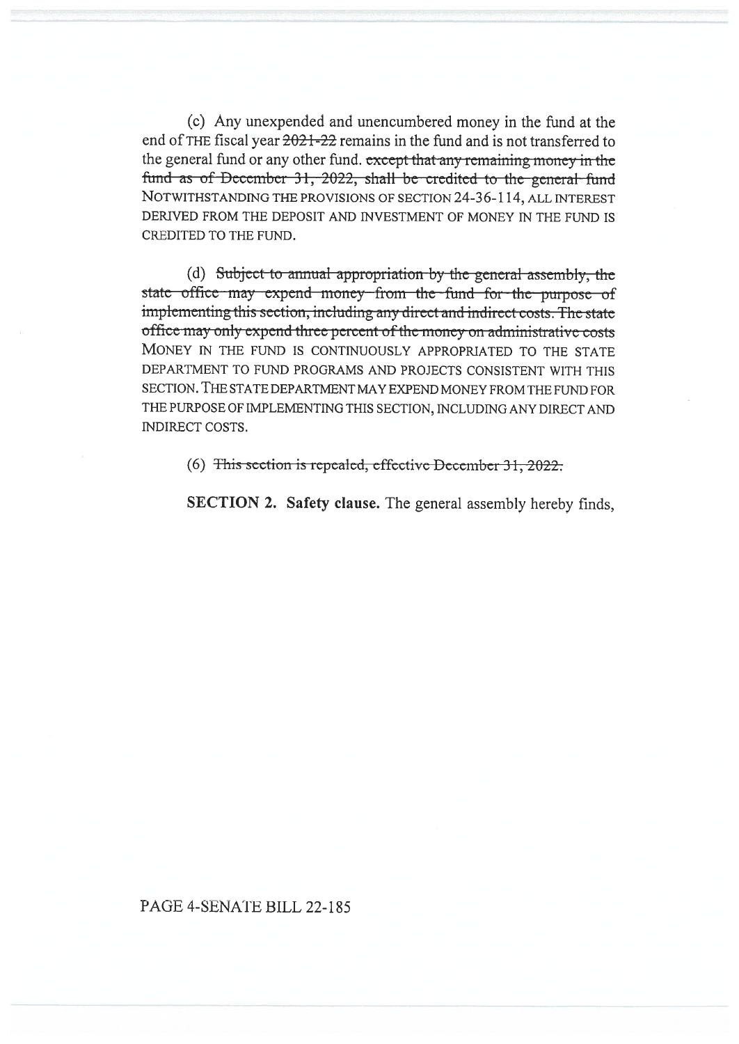(c) Any unexpended and unencumbered money in the fund at the end of THE fiscal year ~~2021-22~~ remains in the fund and is not transferred to the general fund or any other fund. ~~except that any remaining money in the fund as of December 31, 2022, shall be credited to the general fund~~ NOTWITHSTANDING THE PROVISIONS OF SECTION 24-36-114, ALL INTEREST DERIVED FROM THE DEPOSIT AND INVESTMENT OF MONEY IN THE FUND IS CREDITED TO THE FUND.

(d) ~~Subject to annual appropriation by the general assembly, the state office may expend money from the fund for the purpose of implementing this section, including any direct and indirect costs. The state office may only expend three percent of the money on administrative costs~~ MONEY IN THE FUND IS CONTINUOUSLY APPROPRIATED TO THE STATE DEPARTMENT TO FUND PROGRAMS AND PROJECTS CONSISTENT WITH THIS SECTION. THE STATE DEPARTMENT MAY EXPEND MONEY FROM THE FUND FOR THE PURPOSE OF IMPLEMENTING THIS SECTION, INCLUDING ANY DIRECT AND INDIRECT COSTS.

(6) ~~This section is repealed, effective December 31, 2022.~~

**SECTION 2. Safety clause.** The general assembly hereby finds,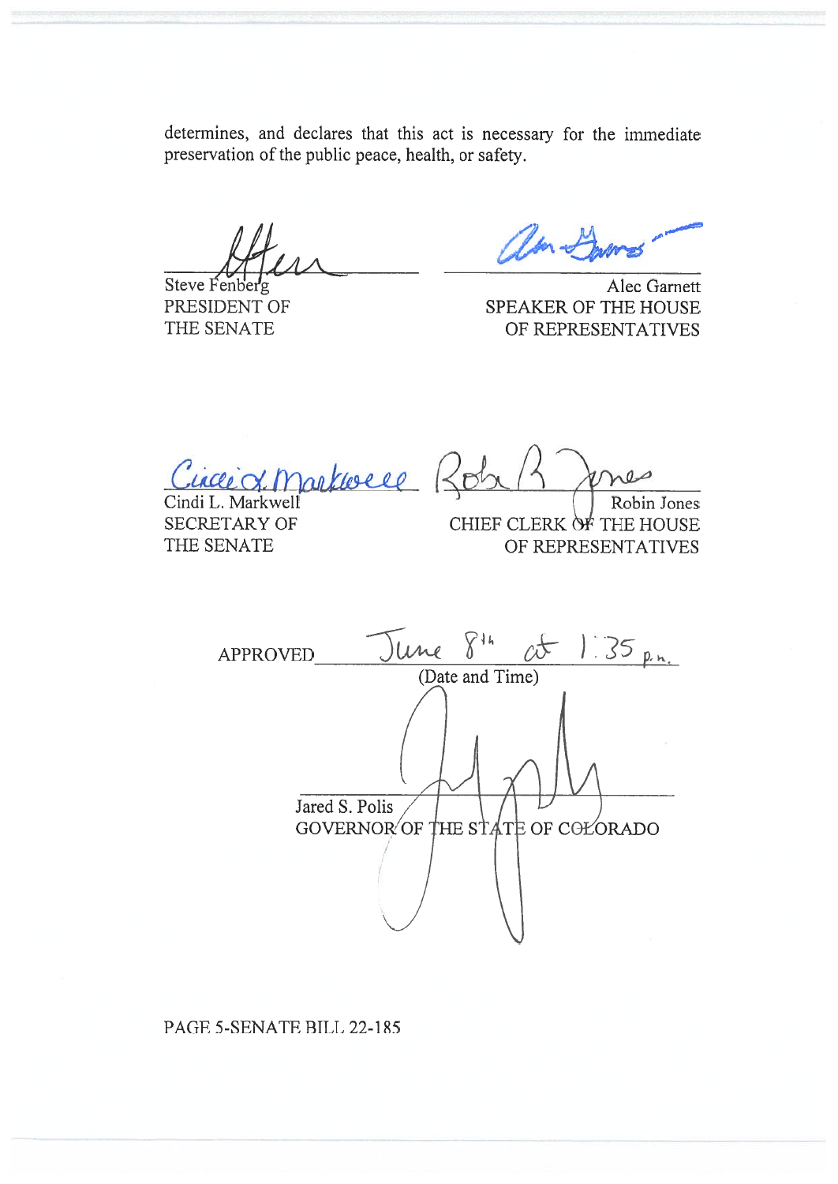determines, and declares that this act is necessary for the immediate preservation of the public peace, health, or safety.

Steve Fenberg
PRESIDENT OF
THE SENATE

Alec Garnett
SPEAKER OF THE HOUSE
OF REPRESENTATIVES

Cindi L. Markwell
SECRETARY OF
THE SENATE

Robin Jones
CHIEF CLERK OF THE HOUSE
OF REPRESENTATIVES

APPROVED June 8th at 1:35 p.m.
(Date and Time)

Jared S. Polis
GOVERNOR OF THE STATE OF COLORADO

PAGE 5-SENATE BILL 22-185